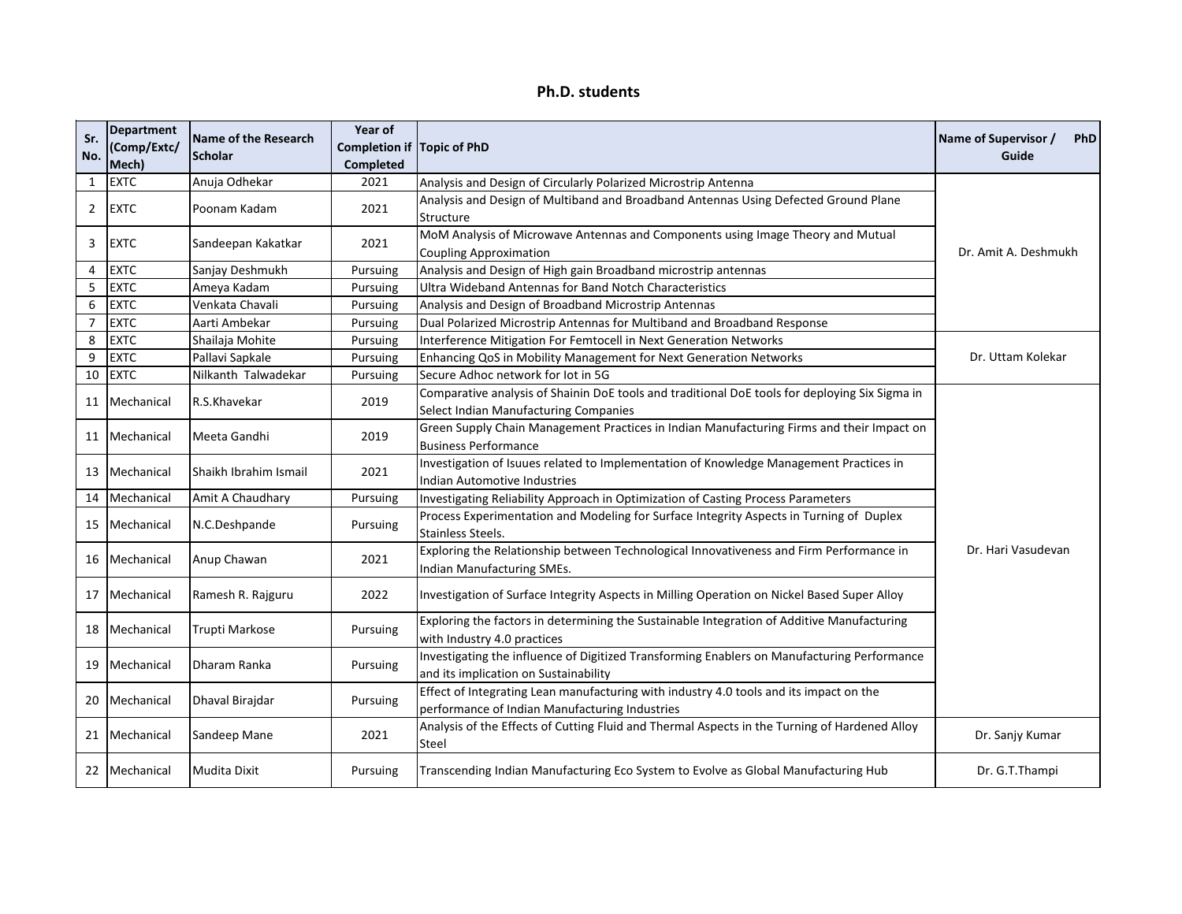## Ph.D. students

| Sr. No. | Department (Comp/Extc/ Mech) | Name of the Research Scholar | Year of Completion if Completed | Topic of PhD | Name of Supervisor / PhD Guide |
|---|---|---|---|---|---|
| 1 | EXTC | Anuja Odhekar | 2021 | Analysis and Design of Circularly Polarized Microstrip Antenna | Dr. Amit A. Deshmukh |
| 2 | EXTC | Poonam Kadam | 2021 | Analysis and Design of Multiband and Broadband Antennas Using Defected Ground Plane Structure | |
| 3 | EXTC | Sandeepan Kakatkar | 2021 | MoM Analysis of Microwave Antennas and Components using Image Theory and Mutual Coupling Approximation | |
| 4 | EXTC | Sanjay Deshmukh | Pursuing | Analysis and Design of High gain Broadband microstrip antennas | |
| 5 | EXTC | Ameya Kadam | Pursuing | Ultra Wideband Antennas for Band Notch Characteristics | |
| 6 | EXTC | Venkata Chavali | Pursuing | Analysis and Design of Broadband Microstrip Antennas | |
| 7 | EXTC | Aarti Ambekar | Pursuing | Dual Polarized Microstrip Antennas for Multiband and Broadband Response | |
| 8 | EXTC | Shailaja Mohite | Pursuing | Interference Mitigation For Femtocell in Next Generation Networks | Dr. Uttam Kolekar |
| 9 | EXTC | Pallavi Sapkale | Pursuing | Enhancing QoS in Mobility Management for Next Generation Networks | |
| 10 | EXTC | Nilkanth Talwadekar | Pursuing | Secure Adhoc network for Iot in 5G | |
| 11 | Mechanical | R.S.Khavekar | 2019 | Comparative analysis of Shainin DoE tools and traditional DoE tools for deploying Six Sigma in Select Indian Manufacturing Companies | Dr. Hari Vasudevan |
| 11 | Mechanical | Meeta Gandhi | 2019 | Green Supply Chain Management Practices in Indian Manufacturing Firms and their Impact on Business Performance | |
| 13 | Mechanical | Shaikh Ibrahim Ismail | 2021 | Investigation of Isuues related to Implementation of Knowledge Management Practices in Indian Automotive Industries | |
| 14 | Mechanical | Amit A Chaudhary | Pursuing | Investigating Reliability Approach in Optimization of Casting Process Parameters | |
| 15 | Mechanical | N.C.Deshpande | Pursuing | Process Experimentation and Modeling for Surface Integrity Aspects in Turning of Duplex Stainless Steels. | |
| 16 | Mechanical | Anup Chawan | 2021 | Exploring the Relationship between Technological Innovativeness and Firm Performance in Indian Manufacturing SMEs. | |
| 17 | Mechanical | Ramesh R. Rajguru | 2022 | Investigation of Surface Integrity Aspects in Milling Operation on Nickel Based Super Alloy | |
| 18 | Mechanical | Trupti Markose | Pursuing | Exploring the factors in determining the Sustainable Integration of Additive Manufacturing with Industry 4.0 practices | |
| 19 | Mechanical | Dharam Ranka | Pursuing | Investigating the influence of Digitized Transforming Enablers on Manufacturing Performance and its implication on Sustainability | |
| 20 | Mechanical | Dhaval Birajdar | Pursuing | Effect of Integrating Lean manufacturing with industry 4.0 tools and its impact on the performance of Indian Manufacturing Industries | |
| 21 | Mechanical | Sandeep Mane | 2021 | Analysis of the Effects of Cutting Fluid and Thermal Aspects in the Turning of Hardened Alloy Steel | Dr. Sanjy Kumar |
| 22 | Mechanical | Mudita Dixit | Pursuing | Transcending Indian Manufacturing Eco System to Evolve as Global Manufacturing Hub | Dr. G.T.Thampi |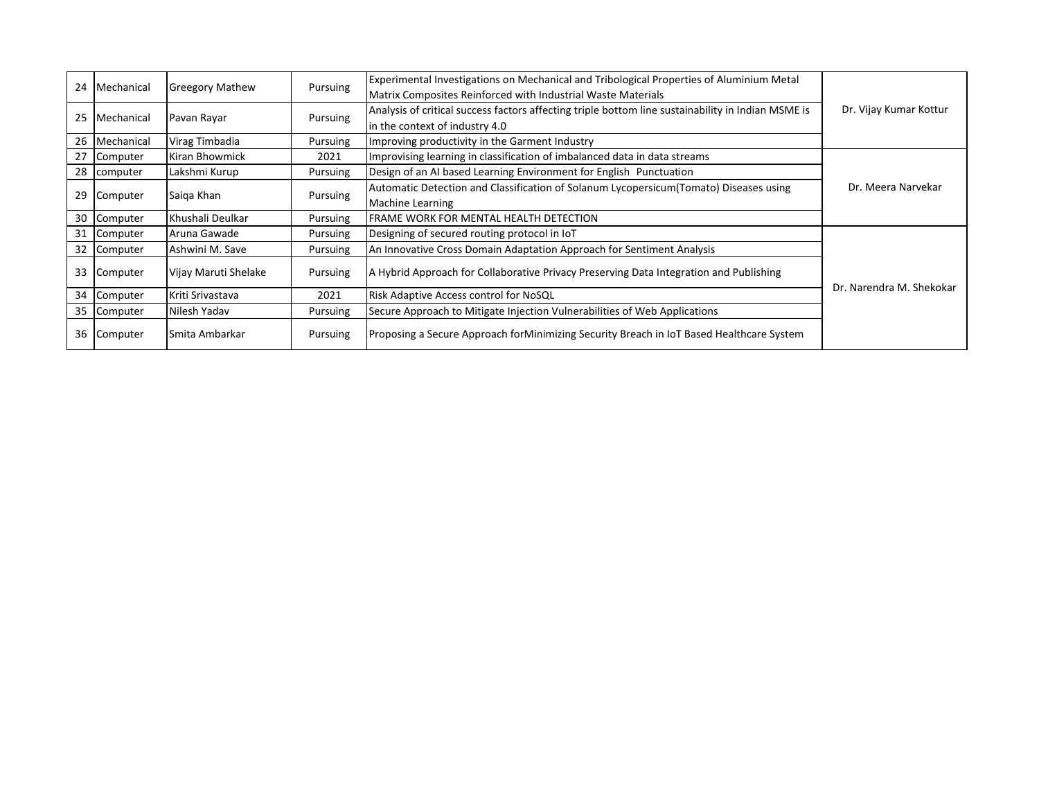| | | | | | |
|---|---|---|---|---|---|
| 24 | Mechanical | Greegory Mathew | Pursuing | Experimental Investigations on Mechanical and Tribological Properties of Aluminium Metal Matrix Composites Reinforced with Industrial Waste Materials | Dr. Vijay Kumar Kottur |
| 25 | Mechanical | Pavan Rayar | Pursuing | Analysis of critical success factors affecting triple bottom line sustainability in Indian MSME is in the context of industry 4.0 | |
| 26 | Mechanical | Virag Timbadia | Pursuing | Improving productivity in the Garment Industry | |
| 27 | Computer | Kiran Bhowmick | 2021 | Improvising learning in classification of imbalanced data in data streams | Dr. Meera Narvekar |
| 28 | computer | Lakshmi Kurup | Pursuing | Design of an AI based Learning Environment for English Punctuation | |
| 29 | Computer | Saiqa Khan | Pursuing | Automatic Detection and Classification of Solanum Lycopersicum(Tomato) Diseases using Machine Learning | |
| 30 | Computer | Khushali Deulkar | Pursuing | FRAME WORK FOR MENTAL HEALTH DETECTION | |
| 31 | Computer | Aruna Gawade | Pursuing | Designing of secured routing protocol in IoT | Dr. Narendra M. Shekokar |
| 32 | Computer | Ashwini M. Save | Pursuing | An Innovative Cross Domain Adaptation Approach for Sentiment Analysis | |
| 33 | Computer | Vijay Maruti Shelake | Pursuing | A Hybrid Approach for Collaborative Privacy Preserving Data Integration and Publishing | |
| 34 | Computer | Kriti Srivastava | 2021 | Risk Adaptive Access control for NoSQL | |
| 35 | Computer | Nilesh Yadav | Pursuing | Secure Approach to Mitigate Injection Vulnerabilities of Web Applications | |
| 36 | Computer | Smita Ambarkar | Pursuing | Proposing a Secure Approach forMinimizing Security Breach in IoT Based Healthcare System | |